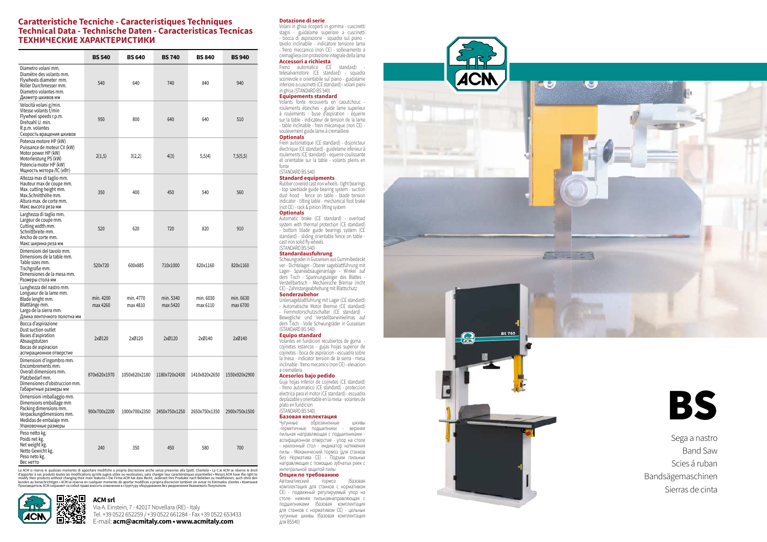# Caratteristiche Tecniche - Caracteristiques Techniques
# Technical Data - Technische Daten - Caracteristicas Tecnicas
# ТЕХНИЧЕСКИЕ ХАРАКТЕРИСТИКИ

| | BS 540 | BS 640 | BS 740 | BS 840 | BS 940 |
|---|---|---|---|---|---|
| Diametro volani mm.<br>Diamètre des volants mm.<br>Flywheels diameter mm.<br>Roller Durchmesser mm.<br>Diametro volantes mm.<br>Диаметр шкивов мм | 540 | 640 | 740 | 840 | 940 |
| Velocità volani g/min.<br>Vitesse volants t/min<br>Flywheel speeds r.p.m.<br>Drehzahl U. min.<br>R.p.m. volantes<br>Скорость вращения шкивов | 950 | 800 | 640 | 640 | 510 |
| Potenza motore HP (kW)<br>Puissance de moteur CV (kW)<br>Motor power HP (kW)<br>Motorleistung PS (kW)<br>Potencia motor HP (kW)<br>Мощность мотора ЛС (кВт) | 2(1,5) | 3(2,2) | 4(3) | 5,5(4) | 7,5(5,5) |
| Altezza max di taglio mm.<br>Hauteur max de coupe mm.<br>Max. cutting height mm.<br>Max.Schnitthöhe mm.<br>Altura max. de corte mm.<br>Макс высота реза мм | 350 | 400 | 450 | 540 | 560 |
| Larghezza di taglio mm.<br>Largeur de coupe mm.<br>Cutting width mm.<br>Schnittbreite mm.<br>Ancho de corte mm.<br>Макс ширина реза мм | 520 | 620 | 720 | 820 | 910 |
| Dimensioni del tavolo mm.<br>Dimensions de la table mm.<br>Table sizes mm.<br>Tischgroße mm.<br>Dimensiones de la mesa mm.<br>Размеры стола мм | 520x720 | 600x885 | 710x1000 | 820x1160 | 820x1160 |
| Lunghezza del nastro mm.<br>Longueur de la lame mm.<br>Blade lenght mm.<br>Blattlänge mm.<br>Largo de la sierra mm.<br>Длина ленточного полотна мм | min. 4200<br>max 4260 | min. 4770<br>max 4810 | min. 5340<br>max 5420 | min. 6030<br>max 6110 | min. 6630<br>max 6700 |
| Bocca d'aspirazione<br>Dust suction outlet<br>Buses d'aspiration<br>Absaugstutzen<br>Bocas de aspiracion<br>аспирационное отверстие | 2xØ120 | 2xØ120 | 2xØ120 | 2xØ140 | 2xØ140 |
| Dimensioni d'ingombro mm.<br>Encombrements mm.<br>Overall dimensions mm.<br>Platzbedarf mm.<br>Dimensiones d'obstruccion mm.<br>Габаритные размеры мм | 870x620x1970 | 1050x620x2180 | 1180x720x2430 | 1410x820x2650 | 1550x920x2900 |
| Dimensioni imballaggio mm.<br>Dimensions emballage mm<br>Packing dimensions mm.<br>Verpackungdimensions mm.<br>Medidas de embalaje mm.<br>Упаковочные размеры | 900x700x2200 | 1000x700x2350 | 2450x750x1250 | 2650x750x1350 | 2900x750x1500 |
| Peso netto kg.<br>Poids net kg.<br>Net weight kg.<br>Netto Gewicht kg.<br>Peso neto kg.<br>Вес нетто | 240 | 350 | 450 | 580 | 700 |

La ACM si riserva in qualsiasi momento di apportare modifiche a propria discrezione anche senza preavviso alla Spett. Clientela • La C.ie ACM se réserve le droit d'apporter à ses produits toutes les modifications qu'elle jugera utiles ou necéssaires, sans changer leur caractéristiques essentielles • Messrs ACM have the right to modify their products without changing their main features • Die Firma ACM hat das Recht, Jederzeit ihre Produkte nach Belieben zu modifizieren, auch ohne den kunden au benachrichtigen • ACM se reserva en cualquier momento de aportar modificas a propria discrecion tambien sin avisar ns Estimados clientes • Компания Производитель ACM сохраняет за собой право вносить изменения в структуру оборудования без уведомления Уважаемого Покупателя.

**ACM srl**
Via A. Einstein, 7 - 42017 Novellara (RE) - Italy
Tel. +39 0522 652259 / +39 0522 661284 - Fax +39 0522 653433
E-mail: **acm@acmitaly.com • www.acmitaly.com**

### Dotazione di serie
Volani in ghisa ricoperti in gomma - cuscinetti stagni - guidalame superiore a cuscinetti - bocca di aspirazione - squadra sul piano - tavolo inclinabile - indicatore tensione lama - freno meccanico (non CE) - sollevamento a cremagliera con protezione integrale della lama

### Accessori a richiesta
Freno automatico (CE standard) - telesalvamotore (CE standard) - squadra scorrevole e orientabile sul piano - guidalame inferiore a cuscinetti (CE standard) - volani pieni in ghisa (STANDARD BS 540)

### Equipements standard
Volants fonte recouverts en caoutchouc - roulements étanches - guide lame superieur à roulements - buse d'aspiration - équerre sur la table - indicateur de tension de la lame - table inclinable - frein mécanique (non CE) - soulevement guide lame à cremaillere

### Optionals
Frein automatique (CE standard) - disjoncteur électrique (CE standard) - guidelame inferieur à roulements (CE standard) - equerre coulissante et orientable sur la table - volants pleins en fonte
(STANDARD BS 540)

### Standard equipments
Rubber covered cast iron wheels - tight bearings - top sawblade guide bearing system - suction dust hood - fence on table - blade tension indicator - tilting table - mechanical foot brake (not CE) - rack & pinion lifting system

### Optionals
Automatic brake (CE standard) - overload system with thermal protection (CE standard) - bottom blade guide bearings system (CE standard) - sliding orientable fence on table - cast iron solid fly wheels
(STANDARD BS 540)

### Standardausfuhrung
Schwungrader in Gusseisen aus Gummibedeckt ver - Dichtelager - Oberer sageblattführung mit Lager- Spaneabsaugenanlage - Winkel auf dem Tisch - Spannungszeiger des Blattes - Verstellbartisch - Mechanische Bremse (nicht CE) - Zahnstangeabhebung mit Blattschutz

### Sonderzubehor
Untersageblattführung mit Lager (CE standard) - Automatische Motor Bremse (CE standard) - Fernmotorschutzschalter (CE standard) - Bewegliche und Verstellbarwinkelmas auf dem Tisch - Volle Schwungräder in Gusseisen (STANDARD BS 540)

### Equipo standard
Volantes en fundicion recubiertos de goma - cojinetes estancos - gujas hojas superior de cojinetes - boca de aspiracion - escuadra sobre la mesa - indicator tension de la sierra - mesa inclinable - freno mecanico (non CE) - elevacion a cremallera

### Acesorios bajo pedido
Guja hojas Inferior de cojinetes (CE standard) - freno automatico (CE standard) - proteccion electrica para el motor (CE standard) - escuadra deplazable y orientable en la mesa - volantes de plato en fundicion
(STANDARD BS 540)

### Базовая коплектация
Чугунные обрезиненные шкивы -герметичные подшипники - верняя пильная направляющая с подшипниками - аспирационное отверстие - упор на столе - наклонный стол - индикатор натяжения пилы - Механический тормоз (для станков без Норматива CE) - Подъем пильных направляющих с помощью зубчатых реек с интегральной защитой пилы

### Опции по требованию
Автоматический тормоз (базовая комплектация для станков с нормативом CE) - подвижный регулируемый упор на столе- нижняя пильнаянаправляющая с подшипниками (базовая комплектация для станков с нормативом CE) - цельные чугунные шкивы (базовая комплектация для BS540)

# BS

Sega a nastro
Band Saw
Scies á ruban
Bandsägemaschinen
Sierras de cinta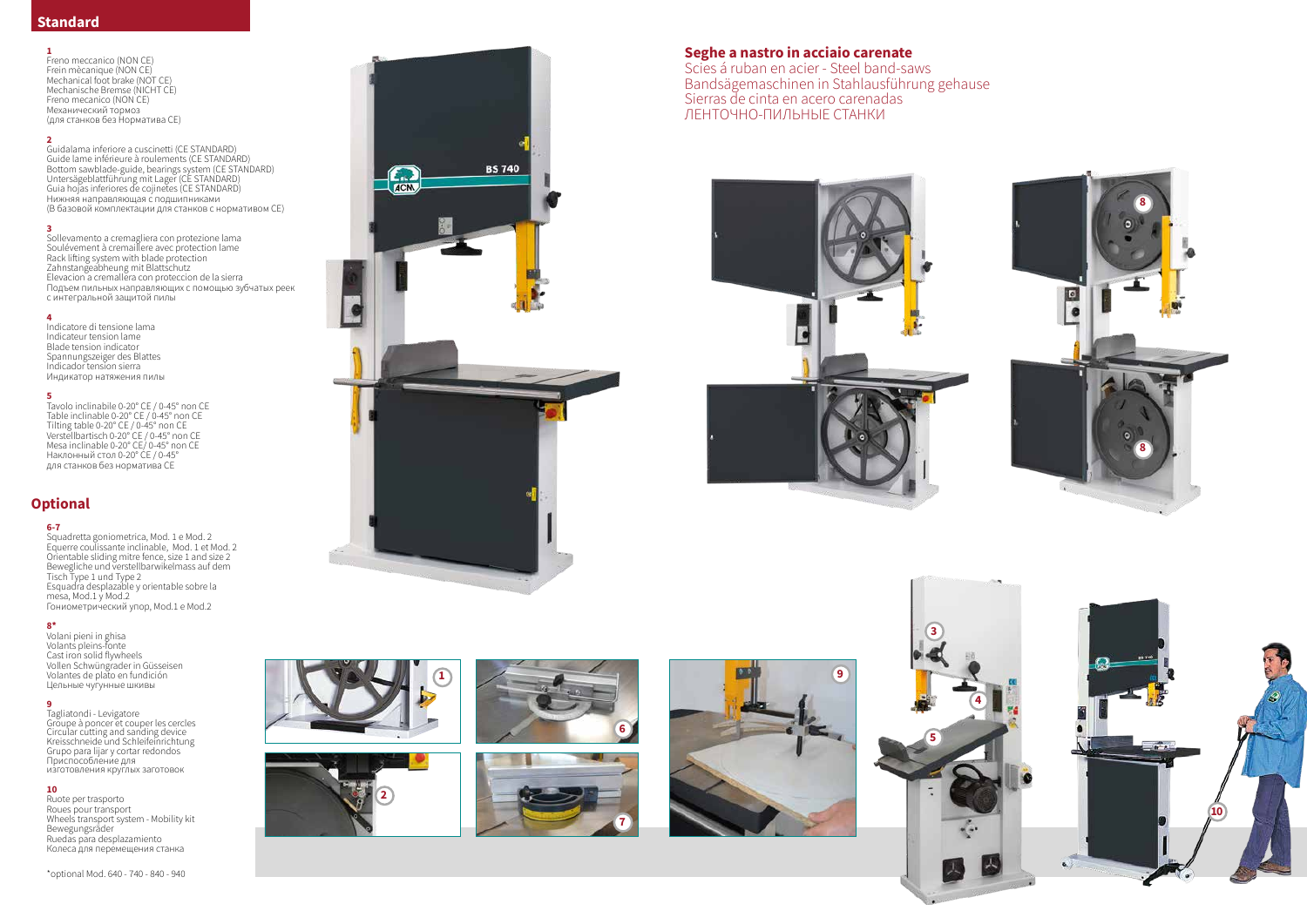## Standard

**1**
Freno meccanico (NON CE)
Frein mècanique (NON CE)
Mechanical foot brake (NOT CE)
Mechanische Bremse (NICHT CE)
Freno mecanico (NON CE)
Механический тормоз
(для станков без Норматива CE)

**2**
Guidalama inferiore a cuscinetti (CE STANDARD)
Guide lame inférieure à roulements (CE STANDARD)
Bottom sawblade-guide, bearings system (CE STANDARD)
Untersägeblattführung mit Lager (CE STANDARD)
Guia hojas inferiores de cojinetes (CE STANDARD)
Нижняя направляющая с подшипниками
(В базовой комплектации для станков с нормативом CE)

**3**
Sollevamento a cremagliera con protezione lama
Soulèvement à cremaillere avec protection lame
Rack lifting system with blade protection
Zahnstangeabheung mit Blattschutz
Elevacion a cremallera con proteccion de la sierra
Подъем пильных направляющих с помощью зубчатых реек с интегральной защитой пилы

**4**
Indicatore di tensione lama
Indicateur tension lame
Blade tension indicator
Spannungszeiger des Blattes
Indicador tension sierra
Индикатор натяжения пилы

**5**
Tavolo inclinabile 0-20° CE / 0-45° non CE
Table inclinable 0-20° CE / 0-45° non CE
Tilting table 0-20° CE / 0-45° non CE
Verstellbartisch 0-20° CE / 0-45° non CE
Mesa inclinable 0-20° CE/ 0-45° non CE
Наклонный стол 0-20° CE / 0-45°
для станков без норматива CE

## Optional

**6-7**
Squadretta goniometrica, Mod. 1 e Mod. 2
Equerre coulissante inclinable, Mod. 1 et Mod. 2
Orientable sliding mitre fence, size 1 and size 2
Bewegliche und verstellbarwikelmass auf dem Tisch Type 1 und Type 2
Esquadra desplazable y orientable sobre la mesa, Mod.1 y Mod.2
Гониометрический упор, Mod.1 e Mod.2

**8***
Volani pieni in ghisa
Volants pleins-fonte
Cast iron solid flywheels
Vollen Schwüngrader in Güsseisen
Volantes de plato en fundición
Цельные чугунные шкивы

**9**
Tagliatondi - Levigatore
Groupe à poncer et couper les cercles
Circular cutting and sanding device
Kreisschneide und Schleifeinrichtung
Grupo para lijar y cortar redondos
Приспособление для изготовления круглых заготовок

**10**
Ruote per trasporto
Roues pour transport
Wheels transport system - Mobility kit
Bewegungsräder
Ruedas para desplazamiento
Колеса для перемещения станка

*optional Mod. 640 - 740 - 840 - 940

## Seghe a nastro in acciaio carenate

Scies á ruban en acier - Steel band-saws
Bandsägemaschinen in Stahlausführung gehause
Sierras de cinta en acero carenadas
ЛЕНТОЧНО-ПИЛЬНЫЕ СТАНКИ